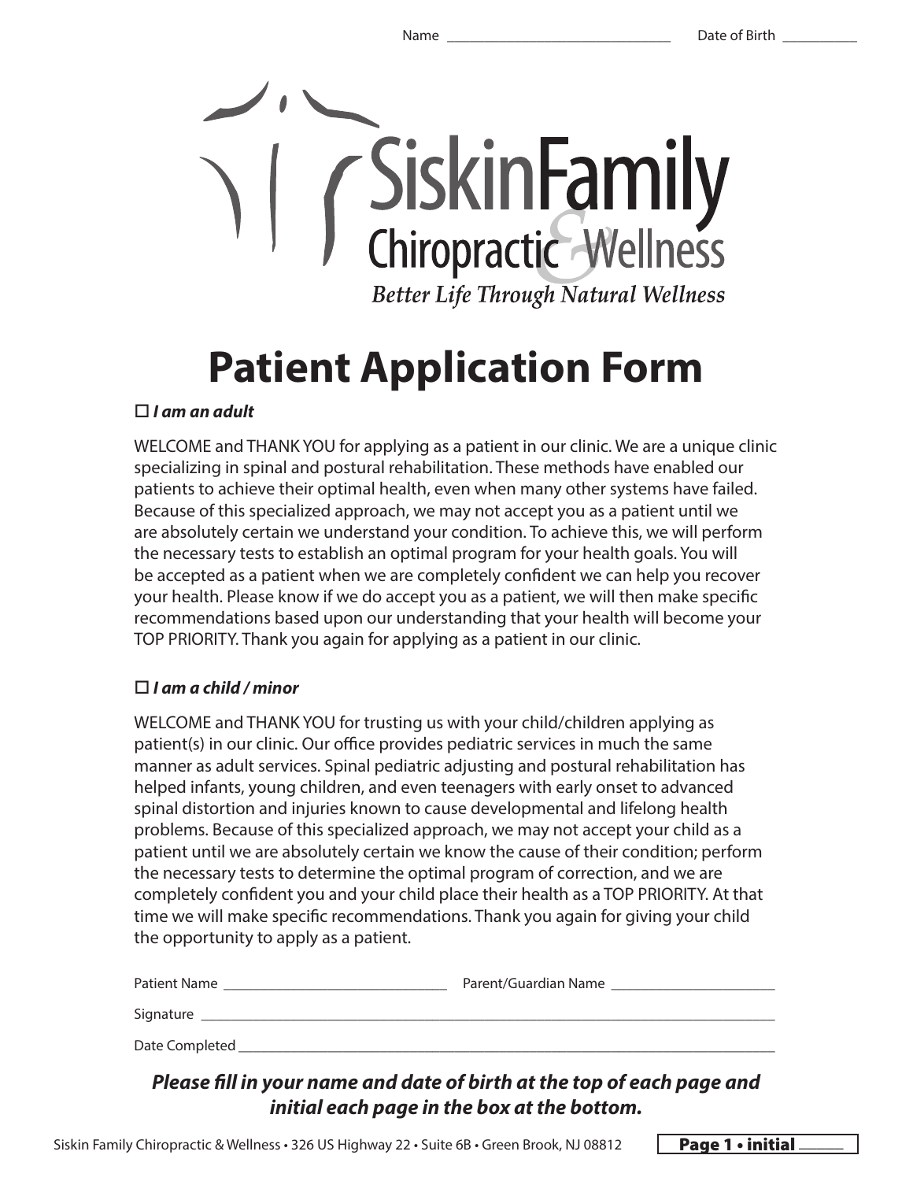Name ______________________________ Date of Birth __________

Siskin Family Chiropractic & Wellness

*Better Life Through Natural Wellness*

# Patient Application Form

☐ ***I am an adult***

WELCOME and THANK YOU for applying as a patient in our clinic. We are a unique clinic specializing in spinal and postural rehabilitation. These methods have enabled our patients to achieve their optimal health, even when many other systems have failed. Because of this specialized approach, we may not accept you as a patient until we are absolutely certain we understand your condition. To achieve this, we will perform the necessary tests to establish an optimal program for your health goals. You will be accepted as a patient when we are completely confident we can help you recover your health. Please know if we do accept you as a patient, we will then make specific recommendations based upon our understanding that your health will become your TOP PRIORITY. Thank you again for applying as a patient in our clinic.

☐ ***I am a child / minor***

WELCOME and THANK YOU for trusting us with your child/children applying as patient(s) in our clinic. Our office provides pediatric services in much the same manner as adult services. Spinal pediatric adjusting and postural rehabilitation has helped infants, young children, and even teenagers with early onset to advanced spinal distortion and injuries known to cause developmental and lifelong health problems. Because of this specialized approach, we may not accept your child as a patient until we are absolutely certain we know the cause of their condition; perform the necessary tests to determine the optimal program of correction, and we are completely confident you and your child place their health as a TOP PRIORITY. At that time we will make specific recommendations. Thank you again for giving your child the opportunity to apply as a patient.

Patient Name ______________________________ Parent/Guardian Name ______________________

Signature ______________________________________________________________________________

Date Completed _________________________________________________________________________

***Please fill in your name and date of birth at the top of each page and initial each page in the box at the bottom.***

Siskin Family Chiropractic & Wellness • 326 US Highway 22 • Suite 6B • Green Brook, NJ 08812

**Page 1 • initial ______**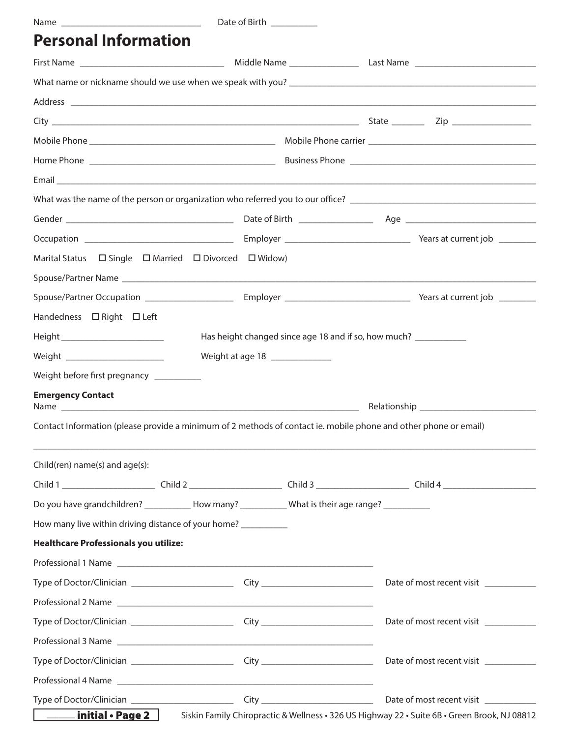Name ______________________________ Date of Birth __________

# Personal Information

First Name ______________________________ Middle Name _______________ Last Name __________________________

What name or nickname should we use when we speak with you? ______________________________________________________

Address ______________________________________________________________________________________________

City __________________________________________________________________ State _______ Zip _________________

Mobile Phone _________________________________________ Mobile Phone carrier ____________________________________

Home Phone __________________________________________ Business Phone _______________________________________

Email _________________________________________________________________________________________________

What was the name of the person or organization who referred you to our office? ___________________________________

Gender ____________________________________ Date of Birth _______________ Age ___________________________

Occupation _______________________________ Employer __________________________ Years at current job ________

Marital Status ☐ Single ☐ Married ☐ Divorced ☐ Widow)

Spouse/Partner Name _____________________________________________________________________________________

Spouse/Partner Occupation __________________ Employer __________________________ Years at current job ________

Handedness ☐ Right ☐ Left

Height ______________________ Has height changed since age 18 and if so, how much? ___________

Weight _____________________ Weight at age 18 _____________

Weight before first pregnancy __________

**Emergency Contact**
Name _________________________________________________________________ Relationship _________________________

Contact Information (please provide a minimum of 2 methods of contact ie. mobile phone and other phone or email)

_______________________________________________________________________________________________________

Child(ren) name(s) and age(s):

Child 1 ___________________ Child 2 ___________________ Child 3 ___________________ Child 4 ___________________

Do you have grandchildren? __________ How many? __________ What is their age range? __________

How many live within driving distance of your home? __________

**Healthcare Professionals you utilize:**

Professional 1 Name ________________________________________________________

Type of Doctor/Clinician _____________________ City _______________________ Date of most recent visit ___________

Professional 2 Name ________________________________________________________

Type of Doctor/Clinician _____________________ City _______________________ Date of most recent visit ___________

Professional 3 Name ________________________________________________________

Type of Doctor/Clinician _____________________ City _______________________ Date of most recent visit ___________

Professional 4 Name ________________________________________________________

Type of Doctor/Clinician _____________________ City _______________________ Date of most recent visit ___________

_____ **initial**

Siskin Family Chiropractic & Wellness • 326 US Highway 22 • Suite 6B • Green Brook, NJ 08812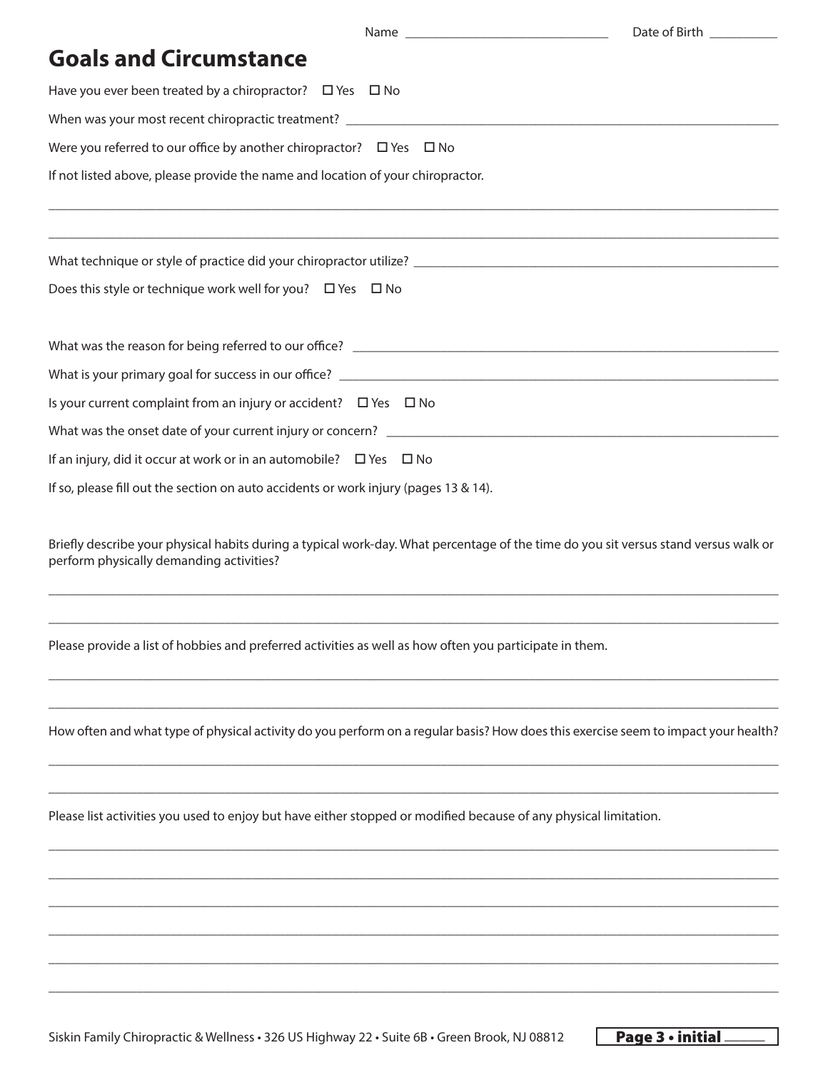Name ______________________________ Date of Birth __________

# Goals and Circumstance

Have you ever been treated by a chiropractor? ☐ Yes ☐ No

When was your most recent chiropractic treatment? ____________________________________________

Were you referred to our office by another chiropractor? ☐ Yes ☐ No

If not listed above, please provide the name and location of your chiropractor.

____________________________________________________________________________

____________________________________________________________________________

What technique or style of practice did your chiropractor utilize? ____________________________________

Does this style or technique work well for you? ☐ Yes ☐ No

What was the reason for being referred to our office? ____________________________________________

What is your primary goal for success in our office? ____________________________________________

Is your current complaint from an injury or accident? ☐ Yes ☐ No

What was the onset date of your current injury or concern? ____________________________________________

If an injury, did it occur at work or in an automobile? ☐ Yes ☐ No

If so, please fill out the section on auto accidents or work injury (pages 13 & 14).

Briefly describe your physical habits during a typical work-day. What percentage of the time do you sit versus stand versus walk or perform physically demanding activities?

____________________________________________________________________________

____________________________________________________________________________

Please provide a list of hobbies and preferred activities as well as how often you participate in them.

____________________________________________________________________________

____________________________________________________________________________

How often and what type of physical activity do you perform on a regular basis? How does this exercise seem to impact your health?

____________________________________________________________________________

____________________________________________________________________________

Please list activities you used to enjoy but have either stopped or modified because of any physical limitation.

____________________________________________________________________________

____________________________________________________________________________

____________________________________________________________________________

____________________________________________________________________________

____________________________________________________________________________

____________________________________________________________________________

Siskin Family Chiropractic & Wellness • 326 US Highway 22 • Suite 6B • Green Brook, NJ 08812

**Page 3 • initial ______**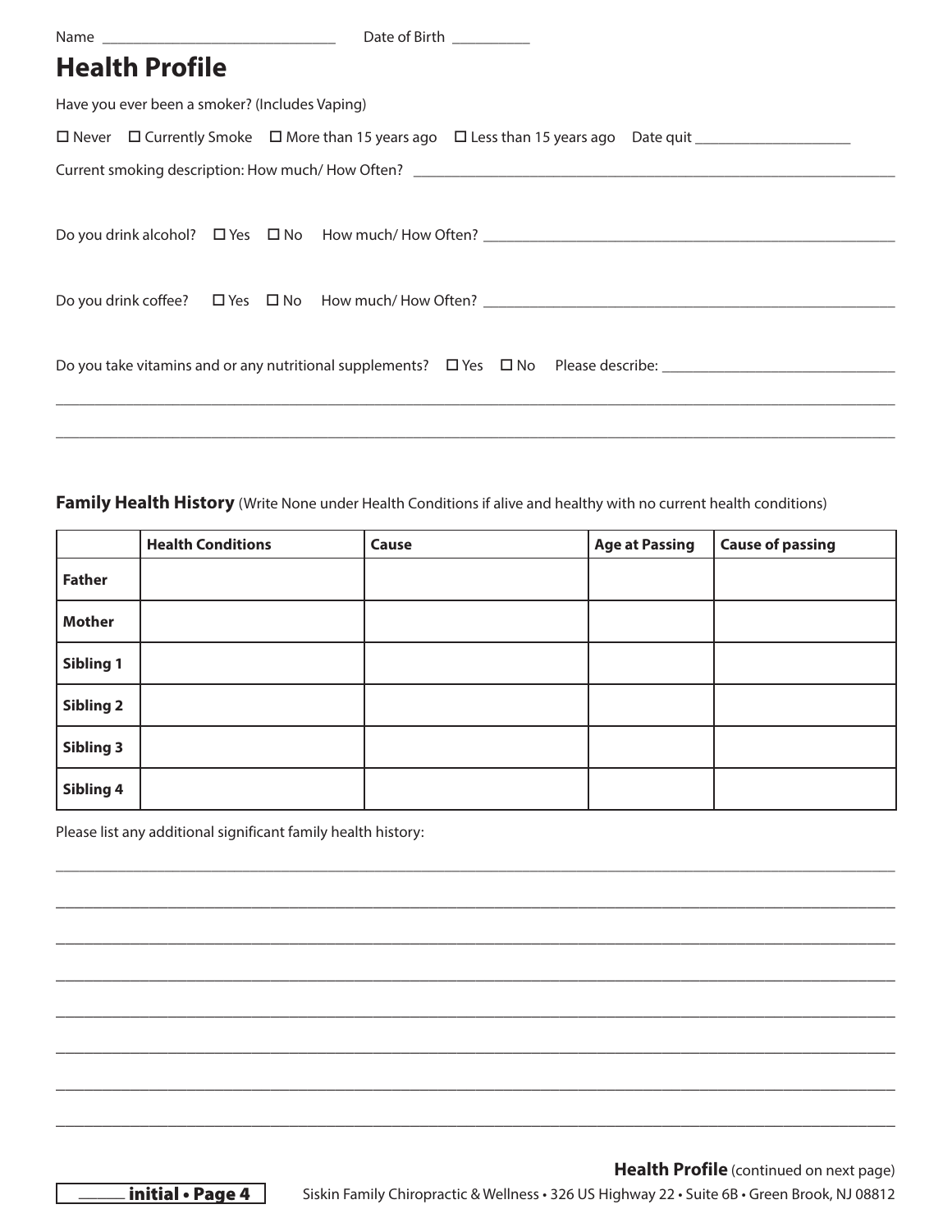Name ______________________________ Date of Birth __________

# Health Profile

Have you ever been a smoker? (Includes Vaping)

☐ Never ☐ Currently Smoke ☐ More than 15 years ago ☐ Less than 15 years ago Date quit ____________________

Current smoking description: How much/ How Often? ______________________________________________________________

Do you drink alcohol? ☐ Yes ☐ No How much/ How Often? _______________________________________________________

Do you drink coffee? ☐ Yes ☐ No How much/ How Often? ________________________________________________________

Do you take vitamins and or any nutritional supplements? ☐ Yes ☐ No Please describe: ______________________________

______________________________________________________________________________________________________

______________________________________________________________________________________________________

**Family Health History** (Write None under Health Conditions if alive and healthy with no current health conditions)

| | Health Conditions | Cause | Age at Passing | Cause of passing |
|---|---|---|---|---|
| **Father** | | | | |
| **Mother** | | | | |
| **Sibling 1** | | | | |
| **Sibling 2** | | | | |
| **Sibling 3** | | | | |
| **Sibling 4** | | | | |

Please list any additional significant family health history:

______________________________________________________________________________________________________

______________________________________________________________________________________________________

______________________________________________________________________________________________________

______________________________________________________________________________________________________

______________________________________________________________________________________________________

______________________________________________________________________________________________________

______________________________________________________________________________________________________

______________________________________________________________________________________________________

**Health Profile** (continued on next page)

______ initial • Page 4

Siskin Family Chiropractic & Wellness • 326 US Highway 22 • Suite 6B • Green Brook, NJ 08812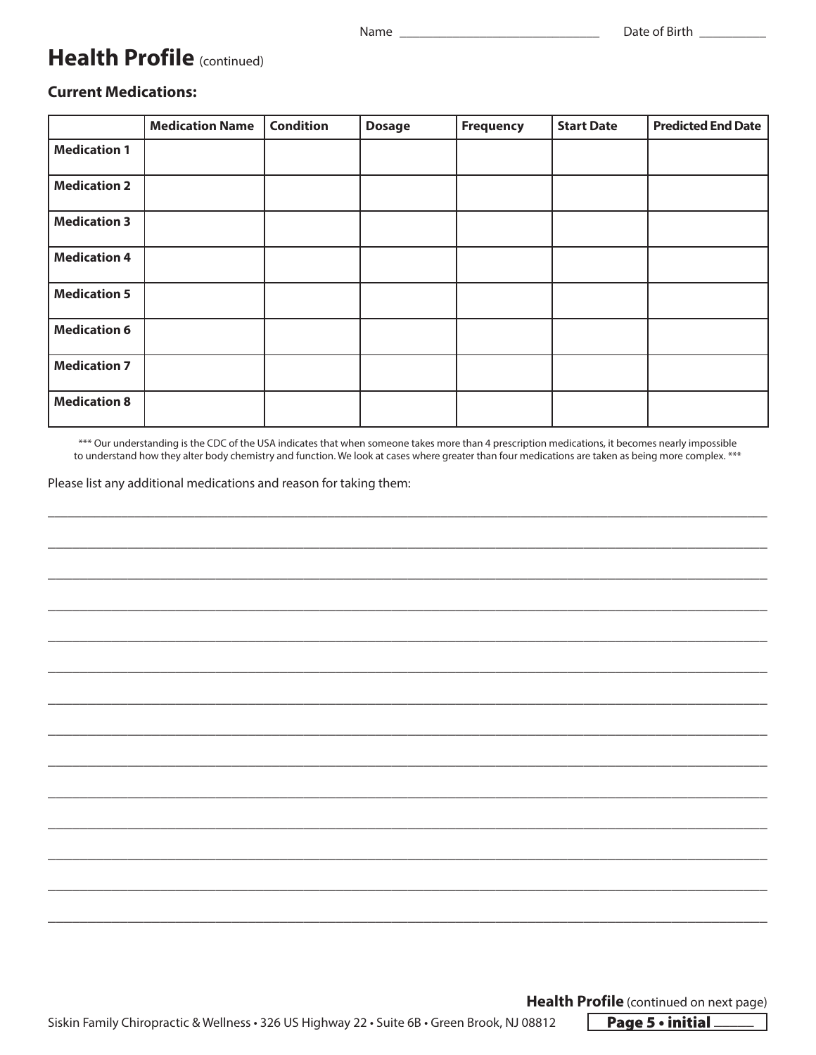Name ______________________________ Date of Birth __________

# Health Profile (continued)

### Current Medications:

| | Medication Name | Condition | Dosage | Frequency | Start Date | Predicted End Date |
|---|---|---|---|---|---|---|
| **Medication 1** | | | | | | |
| **Medication 2** | | | | | | |
| **Medication 3** | | | | | | |
| **Medication 4** | | | | | | |
| **Medication 5** | | | | | | |
| **Medication 6** | | | | | | |
| **Medication 7** | | | | | | |
| **Medication 8** | | | | | | |

*** Our understanding is the CDC of the USA indicates that when someone takes more than 4 prescription medications, it becomes nearly impossible to understand how they alter body chemistry and function. We look at cases where greater than four medications are taken as being more complex. ***

Please list any additional medications and reason for taking them:

______________________________________________________________________________

______________________________________________________________________________

______________________________________________________________________________

______________________________________________________________________________

______________________________________________________________________________

______________________________________________________________________________

______________________________________________________________________________

______________________________________________________________________________

______________________________________________________________________________

______________________________________________________________________________

______________________________________________________________________________

______________________________________________________________________________

______________________________________________________________________________

______________________________________________________________________________

**Health Profile** (continued on next page)

Siskin Family Chiropractic & Wellness • 326 US Highway 22 • Suite 6B • Green Brook, NJ 08812

**Page 5 • initial ______**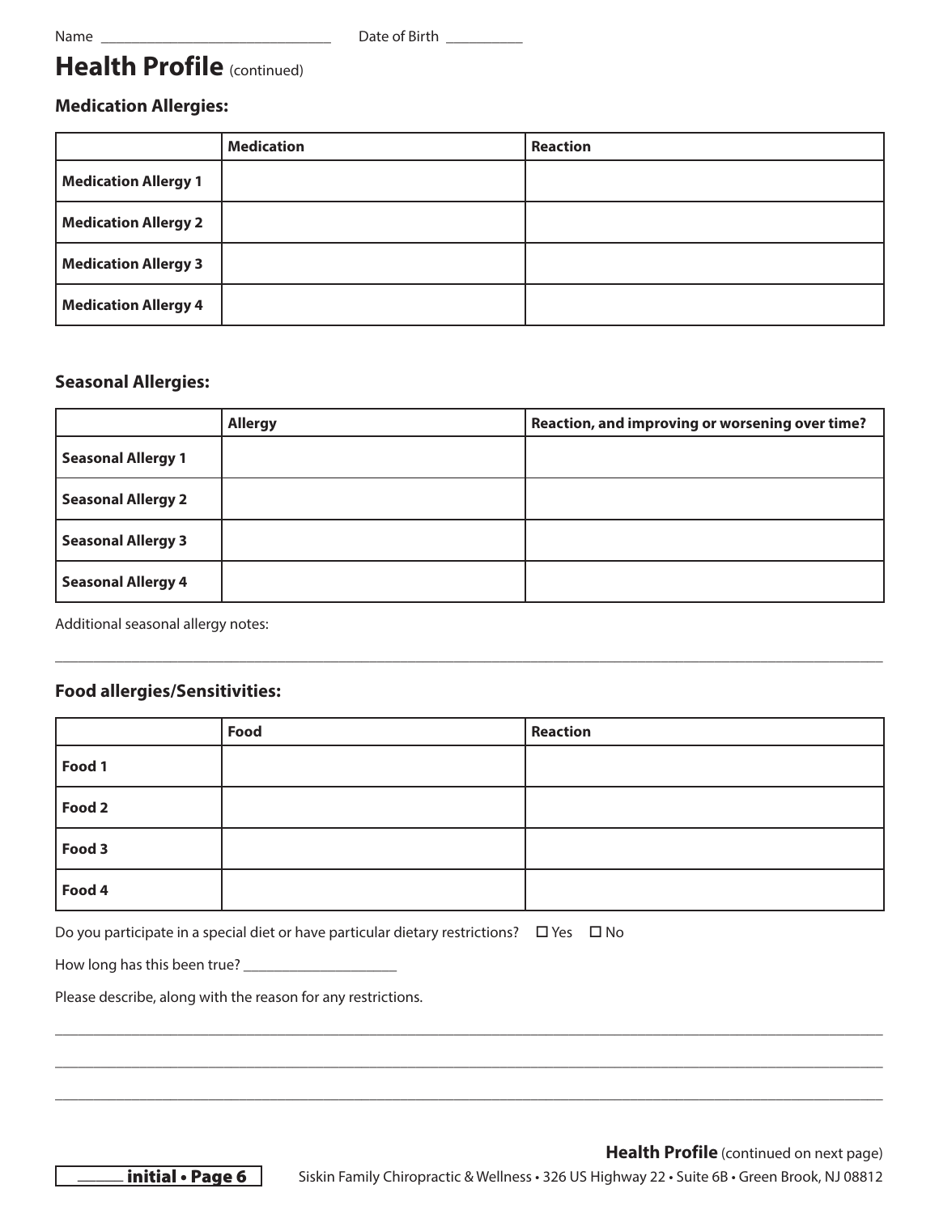Name ______________________________ Date of Birth __________

# Health Profile (continued)

### Medication Allergies:

| | Medication | Reaction |
|---|---|---|
| **Medication Allergy 1** | | |
| **Medication Allergy 2** | | |
| **Medication Allergy 3** | | |
| **Medication Allergy 4** | | |

### Seasonal Allergies:

| | Allergy | Reaction, and improving or worsening over time? |
|---|---|---|
| **Seasonal Allergy 1** | | |
| **Seasonal Allergy 2** | | |
| **Seasonal Allergy 3** | | |
| **Seasonal Allergy 4** | | |

Additional seasonal allergy notes:

______________________________________________________________________________

### Food allergies/Sensitivities:

| | Food | Reaction |
|---|---|---|
| **Food 1** | | |
| **Food 2** | | |
| **Food 3** | | |
| **Food 4** | | |

Do you participate in a special diet or have particular dietary restrictions? ☐ Yes ☐ No

How long has this been true? ____________________

Please describe, along with the reason for any restrictions.

______________________________________________________________________________

______________________________________________________________________________

______________________________________________________________________________

**Health Profile** (continued on next page)

_____ **initial • Page 6**

Siskin Family Chiropractic & Wellness • 326 US Highway 22 • Suite 6B • Green Brook, NJ 08812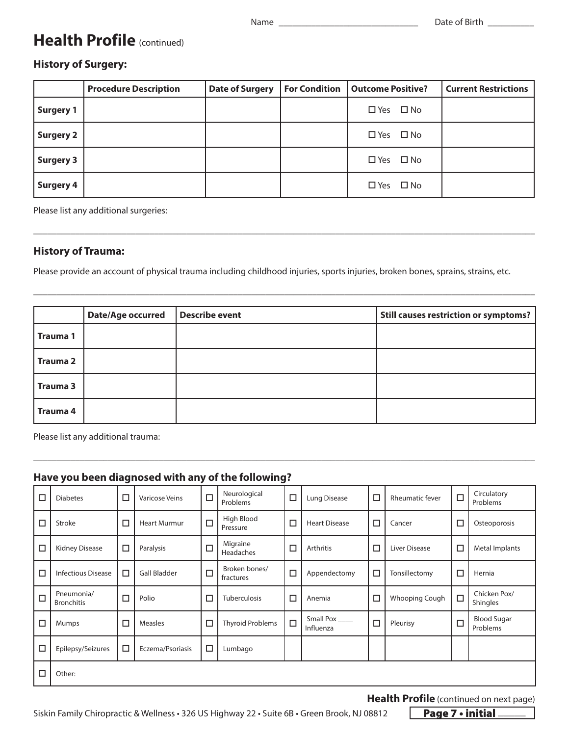Name ______________________________ Date of Birth __________

# Health Profile (continued)

## History of Surgery:

| | Procedure Description | Date of Surgery | For Condition | Outcome Positive? | Current Restrictions |
|---|---|---|---|---|---|
| **Surgery 1** | | | | ☐ Yes ☐ No | |
| **Surgery 2** | | | | ☐ Yes ☐ No | |
| **Surgery 3** | | | | ☐ Yes ☐ No | |
| **Surgery 4** | | | | ☐ Yes ☐ No | |

Please list any additional surgeries:

_______________________________________________________________________________

## History of Trauma:

Please provide an account of physical trauma including childhood injuries, sports injuries, broken bones, sprains, strains, etc.

_______________________________________________________________________________

| | Date/Age occurred | Describe event | Still causes restriction or symptoms? |
|---|---|---|---|
| **Trauma 1** | | | |
| **Trauma 2** | | | |
| **Trauma 3** | | | |
| **Trauma 4** | | | |

Please list any additional trauma:

_______________________________________________________________________________

## Have you been diagnosed with any of the following?

| | | | | | | | | | | | |
|---|---|---|---|---|---|---|---|---|---|---|---|
| ☐ | Diabetes | ☐ | Varicose Veins | ☐ | Neurological Problems | ☐ | Lung Disease | ☐ | Rheumatic fever | ☐ | Circulatory Problems |
| ☐ | Stroke | ☐ | Heart Murmur | ☐ | High Blood Pressure | ☐ | Heart Disease | ☐ | Cancer | ☐ | Osteoporosis |
| ☐ | Kidney Disease | ☐ | Paralysis | ☐ | Migraine Headaches | ☐ | Arthritis | ☐ | Liver Disease | ☐ | Metal Implants |
| ☐ | Infectious Disease | ☐ | Gall Bladder | ☐ | Broken bones/ fractures | ☐ | Appendectomy | ☐ | Tonsillectomy | ☐ | Hernia |
| ☐ | Pneumonia/ Bronchitis | ☐ | Polio | ☐ | Tuberculosis | ☐ | Anemia | ☐ | Whooping Cough | ☐ | Chicken Pox/ Shingles |
| ☐ | Mumps | ☐ | Measles | ☐ | Thyroid Problems | ☐ | Small Pox ____ Influenza | ☐ | Pleurisy | ☐ | Blood Sugar Problems |
| ☐ | Epilepsy/Seizures | ☐ | Eczema/Psoriasis | ☐ | Lumbago | | | | | | |
| ☐ | Other: | | | | | | | | | | |

**Health Profile** (continued on next page)

Siskin Family Chiropractic & Wellness • 326 US Highway 22 • Suite 6B • Green Brook, NJ 08812

**Page 7 • initial ______**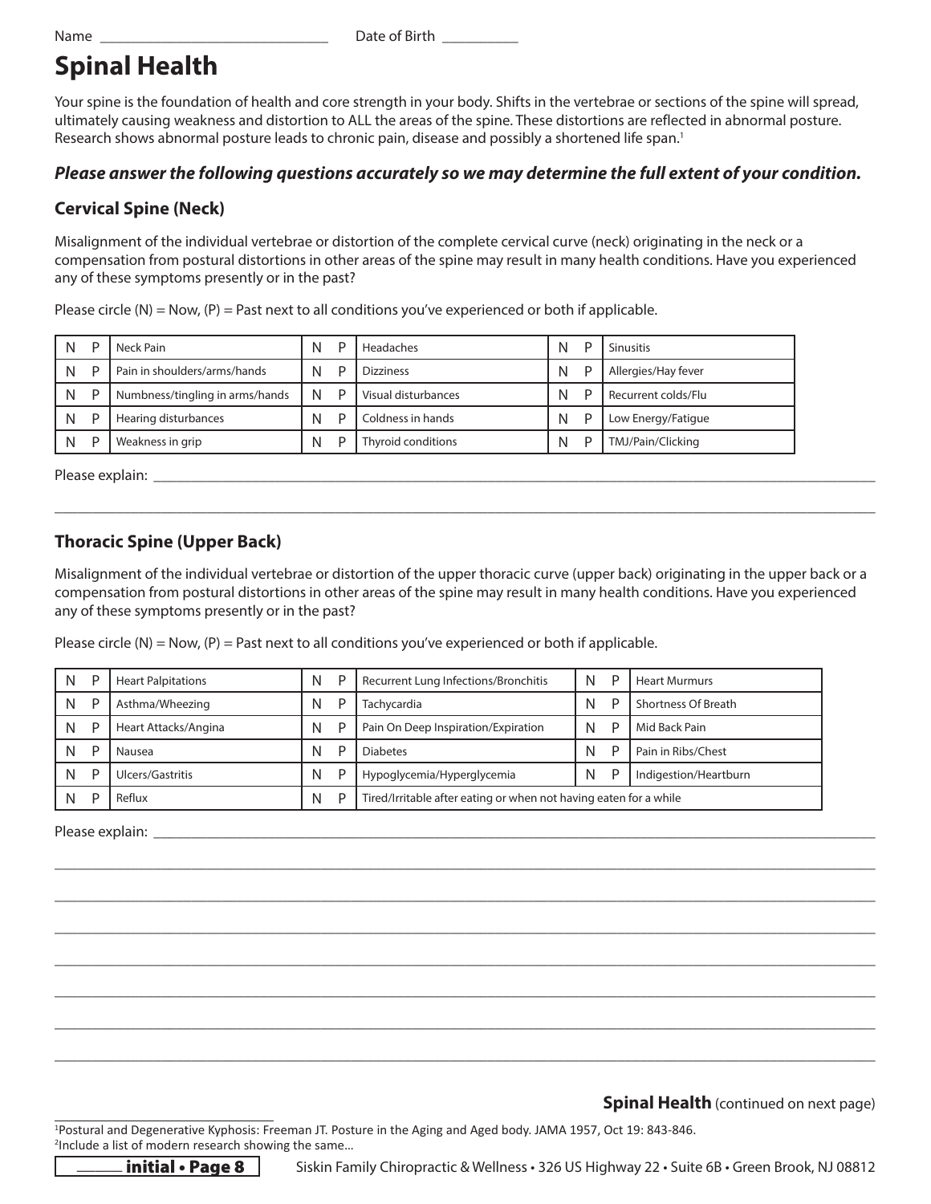Name ______________________________ Date of Birth __________

# Spinal Health

Your spine is the foundation of health and core strength in your body. Shifts in the vertebrae or sections of the spine will spread, ultimately causing weakness and distortion to ALL the areas of the spine. These distortions are reflected in abnormal posture. Research shows abnormal posture leads to chronic pain, disease and possibly a shortened life span.[1]

***Please answer the following questions accurately so we may determine the full extent of your condition.***

## Cervical Spine (Neck)

Misalignment of the individual vertebrae or distortion of the complete cervical curve (neck) originating in the neck or a compensation from postural distortions in other areas of the spine may result in many health conditions. Have you experienced any of these symptoms presently or in the past?

Please circle (N) = Now, (P) = Past next to all conditions you've experienced or both if applicable.

| N | P | Condition | N | P | Condition | N | P | Condition |
|---|---|---|---|---|---|---|---|---|
| N | P | Neck Pain | N | P | Headaches | N | P | Sinusitis |
| N | P | Pain in shoulders/arms/hands | N | P | Dizziness | N | P | Allergies/Hay fever |
| N | P | Numbness/tingling in arms/hands | N | P | Visual disturbances | N | P | Recurrent colds/Flu |
| N | P | Hearing disturbances | N | P | Coldness in hands | N | P | Low Energy/Fatigue |
| N | P | Weakness in grip | N | P | Thyroid conditions | N | P | TMJ/Pain/Clicking |

Please explain: ____________________________________________________________________________________________

____________________________________________________________________________________________

## Thoracic Spine (Upper Back)

Misalignment of the individual vertebrae or distortion of the upper thoracic curve (upper back) originating in the upper back or a compensation from postural distortions in other areas of the spine may result in many health conditions. Have you experienced any of these symptoms presently or in the past?

Please circle (N) = Now, (P) = Past next to all conditions you've experienced or both if applicable.

| N | P | Condition | N | P | Condition | N | P | Condition |
|---|---|---|---|---|---|---|---|---|
| N | P | Heart Palpitations | N | P | Recurrent Lung Infections/Bronchitis | N | P | Heart Murmurs |
| N | P | Asthma/Wheezing | N | P | Tachycardia | N | P | Shortness Of Breath |
| N | P | Heart Attacks/Angina | N | P | Pain On Deep Inspiration/Expiration | N | P | Mid Back Pain |
| N | P | Nausea | N | P | Diabetes | N | P | Pain in Ribs/Chest |
| N | P | Ulcers/Gastritis | N | P | Hypoglycemia/Hyperglycemia | N | P | Indigestion/Heartburn |
| N | P | Reflux | N | P | Tired/Irritable after eating or when not having eaten for a while | | | |

Please explain: ____________________________________________________________________________________________

____________________________________________________________________________________________

____________________________________________________________________________________________

____________________________________________________________________________________________

____________________________________________________________________________________________

____________________________________________________________________________________________

____________________________________________________________________________________________

____________________________________________________________________________________________

**Spinal Health** (continued on next page)

[1] Postural and Degenerative Kyphosis: Freeman JT. Posture in the Aging and Aged body. JAMA 1957, Oct 19: 843-846.
[2] Include a list of modern research showing the same...

______ **initial • Page 8**   Siskin Family Chiropractic & Wellness • 326 US Highway 22 • Suite 6B • Green Brook, NJ 08812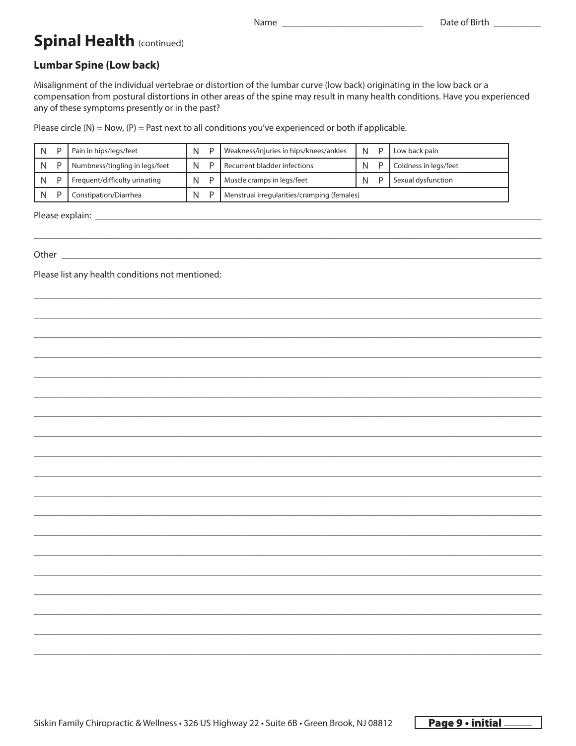Name _____________________________ Date of Birth __________

# Spinal Health (continued)

## Lumbar Spine (Low back)

Misalignment of the individual vertebrae or distortion of the lumbar curve (low back) originating in the low back or a compensation from postural distortions in other areas of the spine may result in many health conditions. Have you experienced any of these symptoms presently or in the past?

Please circle (N) = Now, (P) = Past next to all conditions you've experienced or both if applicable.

| | | | | | | | | |
|---|---|---|---|---|---|---|---|---|
| N | P | Pain in hips/legs/feet | N | P | Weakness/injuries in hips/knees/ankles | N | P | Low back pain |
| N | P | Numbness/tingling in legs/feet | N | P | Recurrent bladder infections | N | P | Coldness in legs/feet |
| N | P | Frequent/difficulty urinating | N | P | Muscle cramps in legs/feet | N | P | Sexual dysfunction |
| N | P | Constipation/Diarrhea | N | P | Menstrual irregularities/cramping (females) | | | |

Please explain: ______________________________________________________________________________

______________________________________________________________________________

Other ______________________________________________________________________________

Please list any health conditions not mentioned:

______________________________________________________________________________

______________________________________________________________________________

______________________________________________________________________________

______________________________________________________________________________

______________________________________________________________________________

______________________________________________________________________________

______________________________________________________________________________

______________________________________________________________________________

______________________________________________________________________________

______________________________________________________________________________

______________________________________________________________________________

______________________________________________________________________________

______________________________________________________________________________

______________________________________________________________________________

______________________________________________________________________________

______________________________________________________________________________

______________________________________________________________________________

______________________________________________________________________________

______________________________________________________________________________

Siskin Family Chiropractic & Wellness • 326 US Highway 22 • Suite 6B • Green Brook, NJ 08812

**Page 9 • initial** ______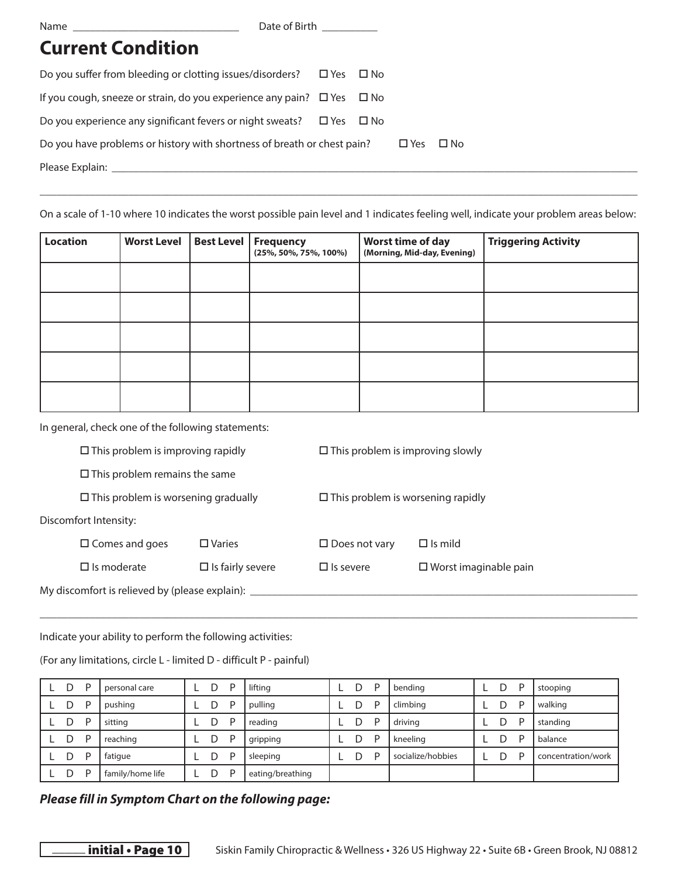Name ______________________________ Date of Birth __________

# Current Condition

Do you suffer from bleeding or clotting issues/disorders? ☐ Yes ☐ No

If you cough, sneeze or strain, do you experience any pain? ☐ Yes ☐ No

Do you experience any significant fevers or night sweats? ☐ Yes ☐ No

Do you have problems or history with shortness of breath or chest pain? ☐ Yes ☐ No

Please Explain: ______________________________________________________________________________

______________________________________________________________________________

On a scale of 1-10 where 10 indicates the worst possible pain level and 1 indicates feeling well, indicate your problem areas below:

| Location | Worst Level | Best Level | Frequency (25%, 50%, 75%, 100%) | Worst time of day (Morning, Mid-day, Evening) | Triggering Activity |
|---|---|---|---|---|---|
| | | | | | |
| | | | | | |
| | | | | | |
| | | | | | |
| | | | | | |

In general, check one of the following statements:

☐ This problem is improving rapidly ☐ This problem is improving slowly

☐ This problem remains the same

☐ This problem is worsening gradually ☐ This problem is worsening rapidly

Discomfort Intensity:

☐ Comes and goes ☐ Varies ☐ Does not vary ☐ Is mild

☐ Is moderate ☐ Is fairly severe ☐ Is severe ☐ Worst imaginable pain

My discomfort is relieved by (please explain): ______________________________________________________________________________

______________________________________________________________________________

Indicate your ability to perform the following activities:

(For any limitations, circle L - limited D - difficult P - painful)

| | | | | | | | |
|---|---|---|---|---|---|---|---|
| L D P | personal care | L D P | lifting | L D P | bending | L D P | stooping |
| L D P | pushing | L D P | pulling | L D P | climbing | L D P | walking |
| L D P | sitting | L D P | reading | L D P | driving | L D P | standing |
| L D P | reaching | L D P | gripping | L D P | kneeling | L D P | balance |
| L D P | fatigue | L D P | sleeping | L D P | socialize/hobbies | L D P | concentration/work |
| L D P | family/home life | L D P | eating/breathing | | | | |

***Please fill in Symptom Chart on the following page:***

_____ initial • Page 10    Siskin Family Chiropractic & Wellness • 326 US Highway 22 • Suite 6B • Green Brook, NJ 08812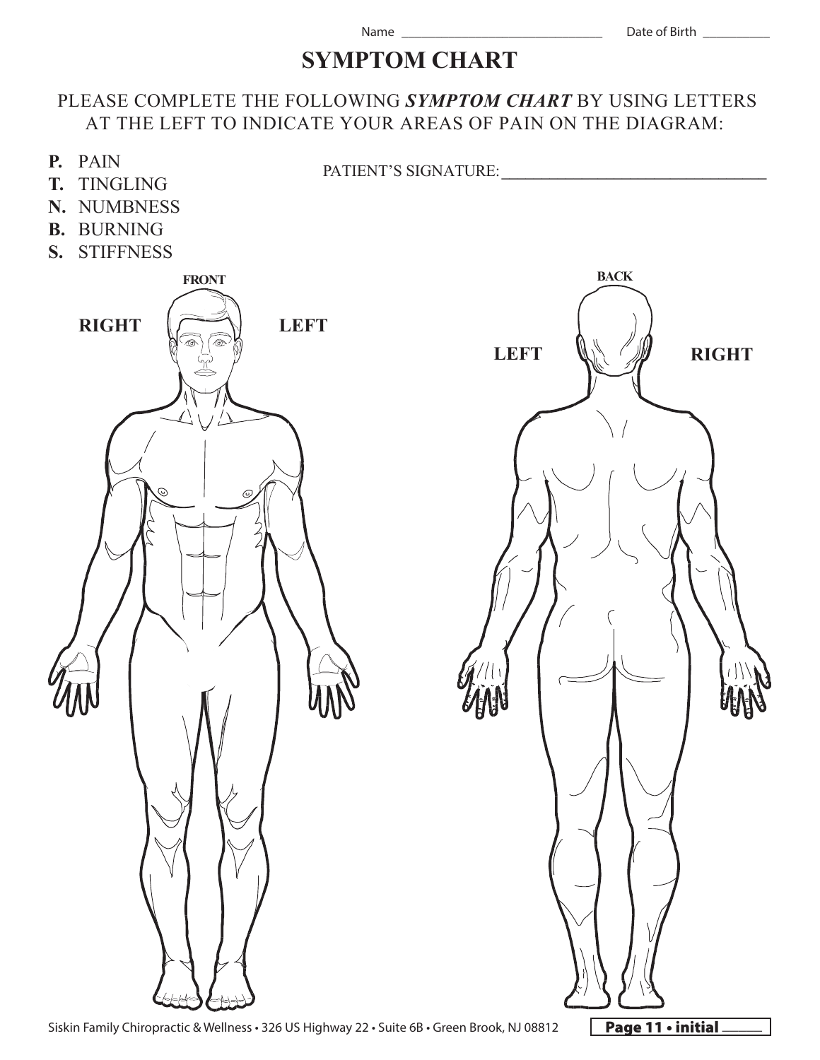Name _____________________________ Date of Birth __________

# SYMPTOM CHART

PLEASE COMPLETE THE FOLLOWING ***SYMPTOM CHART*** BY USING LETTERS AT THE LEFT TO INDICATE YOUR AREAS OF PAIN ON THE DIAGRAM:

- **P.** PAIN
- **T.** TINGLING
- **N.** NUMBNESS
- **B.** BURNING
- **S.** STIFFNESS

PATIENT'S SIGNATURE: _________________________________

**FRONT**

**RIGHT** **LEFT**

**BACK**

**LEFT** **RIGHT**

Siskin Family Chiropractic & Wellness • 326 US Highway 22 • Suite 6B • Green Brook, NJ 08812

**Page 11 • initial** ______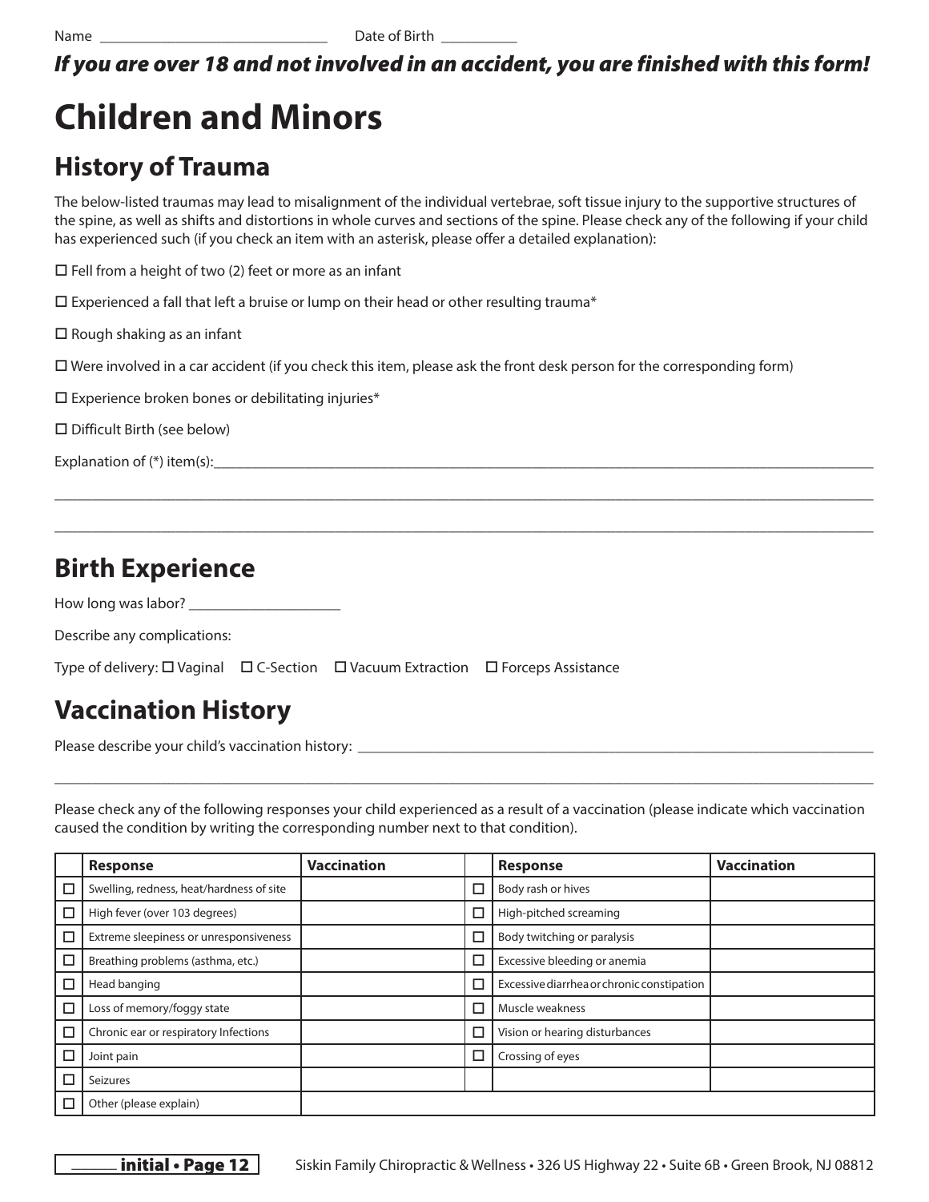Name ______________________________ Date of Birth __________

***If you are over 18 and not involved in an accident, you are finished with this form!***

# Children and Minors

## History of Trauma

The below-listed traumas may lead to misalignment of the individual vertebrae, soft tissue injury to the supportive structures of the spine, as well as shifts and distortions in whole curves and sections of the spine. Please check any of the following if your child has experienced such (if you check an item with an asterisk, please offer a detailed explanation):

☐ Fell from a height of two (2) feet or more as an infant

☐ Experienced a fall that left a bruise or lump on their head or other resulting trauma*

☐ Rough shaking as an infant

☐ Were involved in a car accident (if you check this item, please ask the front desk person for the corresponding form)

☐ Experience broken bones or debilitating injuries*

☐ Difficult Birth (see below)

Explanation of (*) item(s):______________________________________________________________________________

________________________________________________________________________________________________

________________________________________________________________________________________________

## Birth Experience

How long was labor? ____________________

Describe any complications:

Type of delivery: ☐ Vaginal ☐ C-Section ☐ Vacuum Extraction ☐ Forceps Assistance

## Vaccination History

Please describe your child's vaccination history: ____________________________________________________________

________________________________________________________________________________________________

Please check any of the following responses your child experienced as a result of a vaccination (please indicate which vaccination caused the condition by writing the corresponding number next to that condition).

| | Response | Vaccination | | Response | Vaccination |
|---|---|---|---|---|---|
| ☐ | Swelling, redness, heat/hardness of site | | ☐ | Body rash or hives | |
| ☐ | High fever (over 103 degrees) | | ☐ | High-pitched screaming | |
| ☐ | Extreme sleepiness or unresponsiveness | | ☐ | Body twitching or paralysis | |
| ☐ | Breathing problems (asthma, etc.) | | ☐ | Excessive bleeding or anemia | |
| ☐ | Head banging | | ☐ | Excessive diarrhea or chronic constipation | |
| ☐ | Loss of memory/foggy state | | ☐ | Muscle weakness | |
| ☐ | Chronic ear or respiratory Infections | | ☐ | Vision or hearing disturbances | |
| ☐ | Joint pain | | ☐ | Crossing of eyes | |
| ☐ | Seizures | | | | |
| ☐ | Other (please explain) | | | | |

______ initial

Siskin Family Chiropractic & Wellness • 326 US Highway 22 • Suite 6B • Green Brook, NJ 08812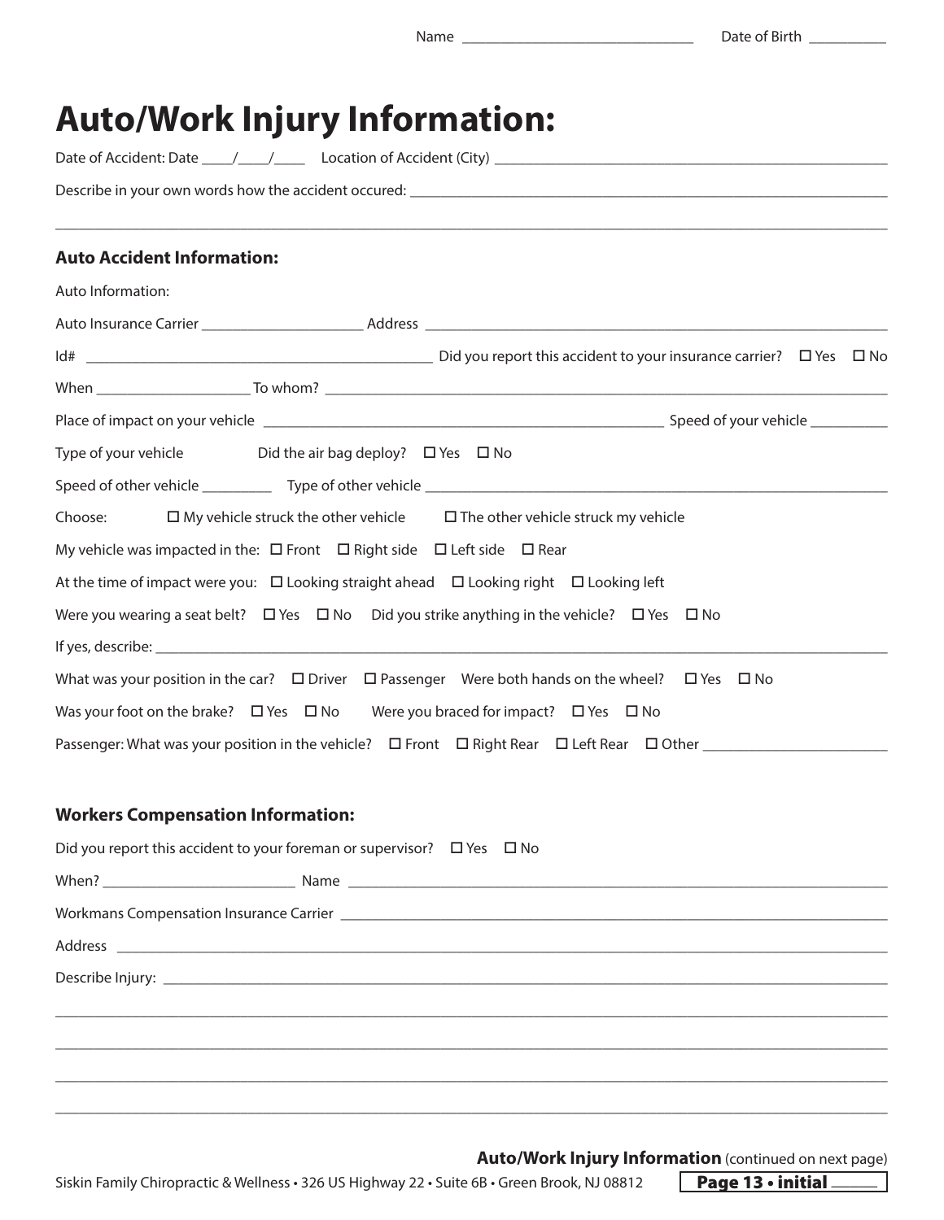Name ______________________________ Date of Birth __________

# Auto/Work Injury Information:

Date of Accident: Date ____/____/____ Location of Accident (City) ______________________________

Describe in your own words how the accident occured: ______________________________

______________________________________________________________________

### Auto Accident Information:

Auto Information:

Auto Insurance Carrier ____________________ Address ______________________________

Id# ______________________________ Did you report this accident to your insurance carrier? ☐ Yes ☐ No

When ____________________ To whom? ______________________________

Place of impact on your vehicle ______________________________ Speed of your vehicle __________

Type of your vehicle Did the air bag deploy? ☐ Yes ☐ No

Speed of other vehicle _________ Type of other vehicle ______________________________

Choose: ☐ My vehicle struck the other vehicle ☐ The other vehicle struck my vehicle

My vehicle was impacted in the: ☐ Front ☐ Right side ☐ Left side ☐ Rear

At the time of impact were you: ☐ Looking straight ahead ☐ Looking right ☐ Looking left

Were you wearing a seat belt? ☐ Yes ☐ No Did you strike anything in the vehicle? ☐ Yes ☐ No

If yes, describe: ______________________________

What was your position in the car? ☐ Driver ☐ Passenger Were both hands on the wheel? ☐ Yes ☐ No

Was your foot on the brake? ☐ Yes ☐ No Were you braced for impact? ☐ Yes ☐ No

Passenger: What was your position in the vehicle? ☐ Front ☐ Right Rear ☐ Left Rear ☐ Other ________________________

### Workers Compensation Information:

Did you report this accident to your foreman or supervisor? ☐ Yes ☐ No

When? ________________________ Name ______________________________

Workmans Compensation Insurance Carrier ______________________________

Address ______________________________

Describe Injury: ______________________________

______________________________________________________________________

______________________________________________________________________

______________________________________________________________________

______________________________________________________________________

**Auto/Work Injury Information** (continued on next page)

Siskin Family Chiropractic & Wellness • 326 US Highway 22 • Suite 6B • Green Brook, NJ 08812

**Page 13 • initial** ______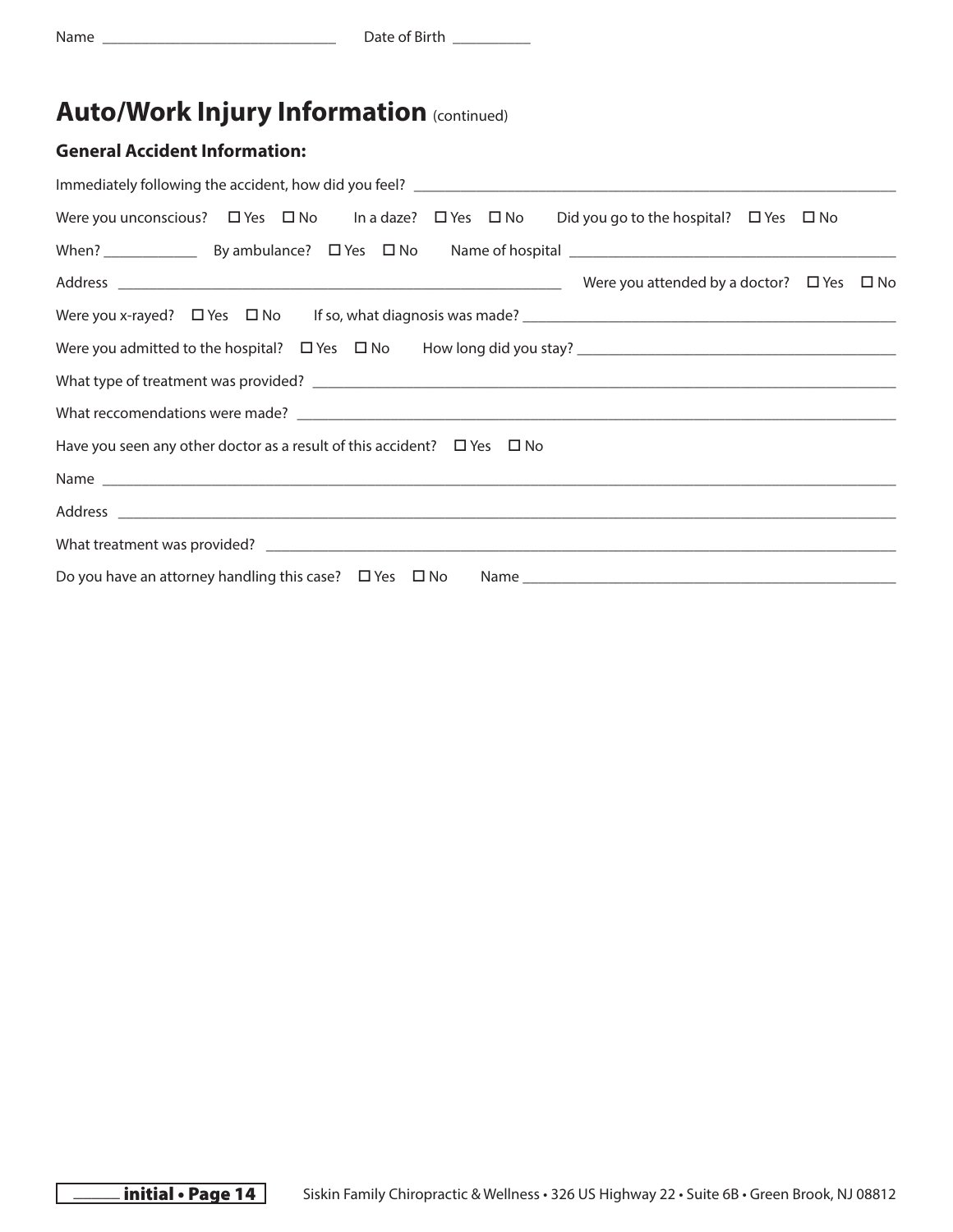Name ______________________________ Date of Birth __________

# Auto/Work Injury Information (continued)

### General Accident Information:

Immediately following the accident, how did you feel? ______________________________

Were you unconscious? ☐ Yes ☐ No In a daze? ☐ Yes ☐ No Did you go to the hospital? ☐ Yes ☐ No

When? ____________ By ambulance? ☐ Yes ☐ No Name of hospital ______________________________

Address ______________________________ Were you attended by a doctor? ☐ Yes ☐ No

Were you x-rayed? ☐ Yes ☐ No If so, what diagnosis was made? ______________________________

Were you admitted to the hospital? ☐ Yes ☐ No How long did you stay? ______________________________

What type of treatment was provided? ______________________________

What reccomendations were made? ______________________________

Have you seen any other doctor as a result of this accident? ☐ Yes ☐ No

Name ______________________________

Address ______________________________

What treatment was provided? ______________________________

Do you have an attorney handling this case? ☐ Yes ☐ No Name ______________________________

_____ initial • Page 14 Siskin Family Chiropractic & Wellness • 326 US Highway 22 • Suite 6B • Green Brook, NJ 08812